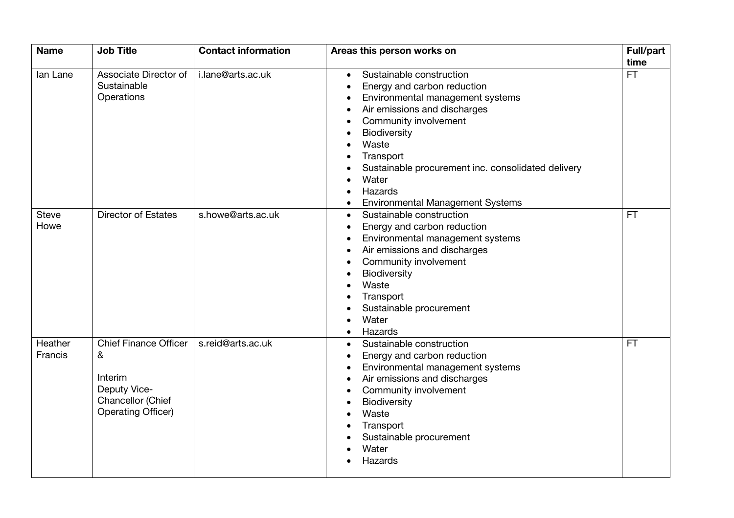| Name | Job Title | Contact information | Areas this person works on | Full/part time |
|---|---|---|---|---|
| Ian Lane | Associate Director of Sustainable Operations | i.lane@arts.ac.uk | • Sustainable construction<br>• Energy and carbon reduction<br>• Environmental management systems<br>• Air emissions and discharges<br>• Community involvement<br>• Biodiversity<br>• Waste<br>• Transport<br>• Sustainable procurement inc. consolidated delivery<br>• Water<br>• Hazards<br>• Environmental Management Systems | FT |
| Steve Howe | Director of Estates | s.howe@arts.ac.uk | • Sustainable construction<br>• Energy and carbon reduction<br>• Environmental management systems<br>• Air emissions and discharges<br>• Community involvement<br>• Biodiversity<br>• Waste<br>• Transport<br>• Sustainable procurement<br>• Water<br>• Hazards | FT |
| Heather Francis | Chief Finance Officer & <br><br>Interim Deputy Vice-Chancellor (Chief Operating Officer) | s.reid@arts.ac.uk | • Sustainable construction<br>• Energy and carbon reduction<br>• Environmental management systems<br>• Air emissions and discharges<br>• Community involvement<br>• Biodiversity<br>• Waste<br>• Transport<br>• Sustainable procurement<br>• Water<br>• Hazards | FT |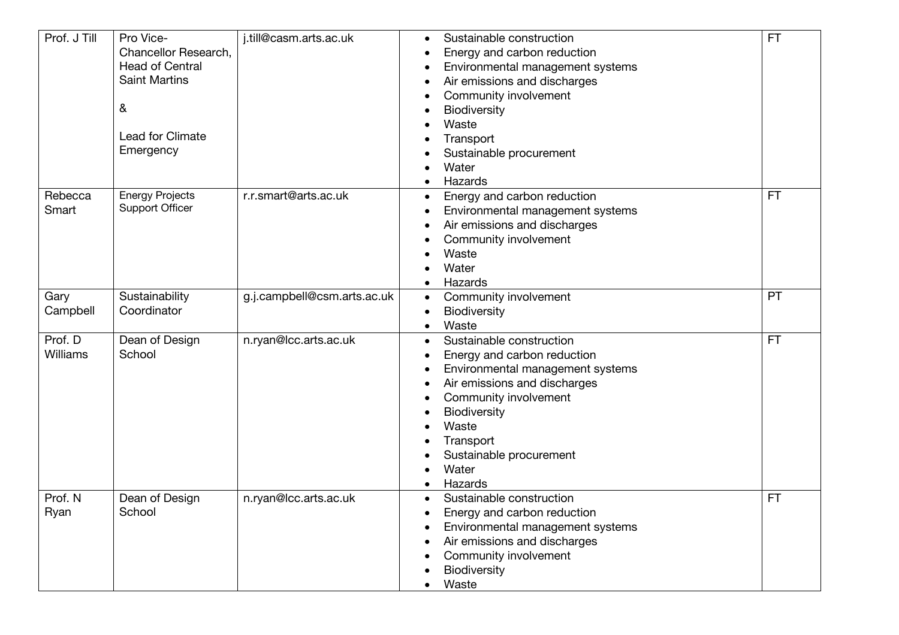| | | | | |
|---|---|---|---|---|
| Prof. J Till | Pro Vice-Chancellor Research, Head of Central Saint Martins<br><br>&<br><br>Lead for Climate Emergency | j.till@casm.arts.ac.uk | • Sustainable construction<br>• Energy and carbon reduction<br>• Environmental management systems<br>• Air emissions and discharges<br>• Community involvement<br>• Biodiversity<br>• Waste<br>• Transport<br>• Sustainable procurement<br>• Water<br>• Hazards | FT |
| Rebecca Smart | Energy Projects Support Officer | r.r.smart@arts.ac.uk | • Energy and carbon reduction<br>• Environmental management systems<br>• Air emissions and discharges<br>• Community involvement<br>• Waste<br>• Water<br>• Hazards | FT |
| Gary Campbell | Sustainability Coordinator | g.j.campbell@csm.arts.ac.uk | • Community involvement<br>• Biodiversity<br>• Waste | PT |
| Prof. D Williams | Dean of Design School | n.ryan@lcc.arts.ac.uk | • Sustainable construction<br>• Energy and carbon reduction<br>• Environmental management systems<br>• Air emissions and discharges<br>• Community involvement<br>• Biodiversity<br>• Waste<br>• Transport<br>• Sustainable procurement<br>• Water<br>• Hazards | FT |
| Prof. N Ryan | Dean of Design School | n.ryan@lcc.arts.ac.uk | • Sustainable construction<br>• Energy and carbon reduction<br>• Environmental management systems<br>• Air emissions and discharges<br>• Community involvement<br>• Biodiversity<br>• Waste | FT |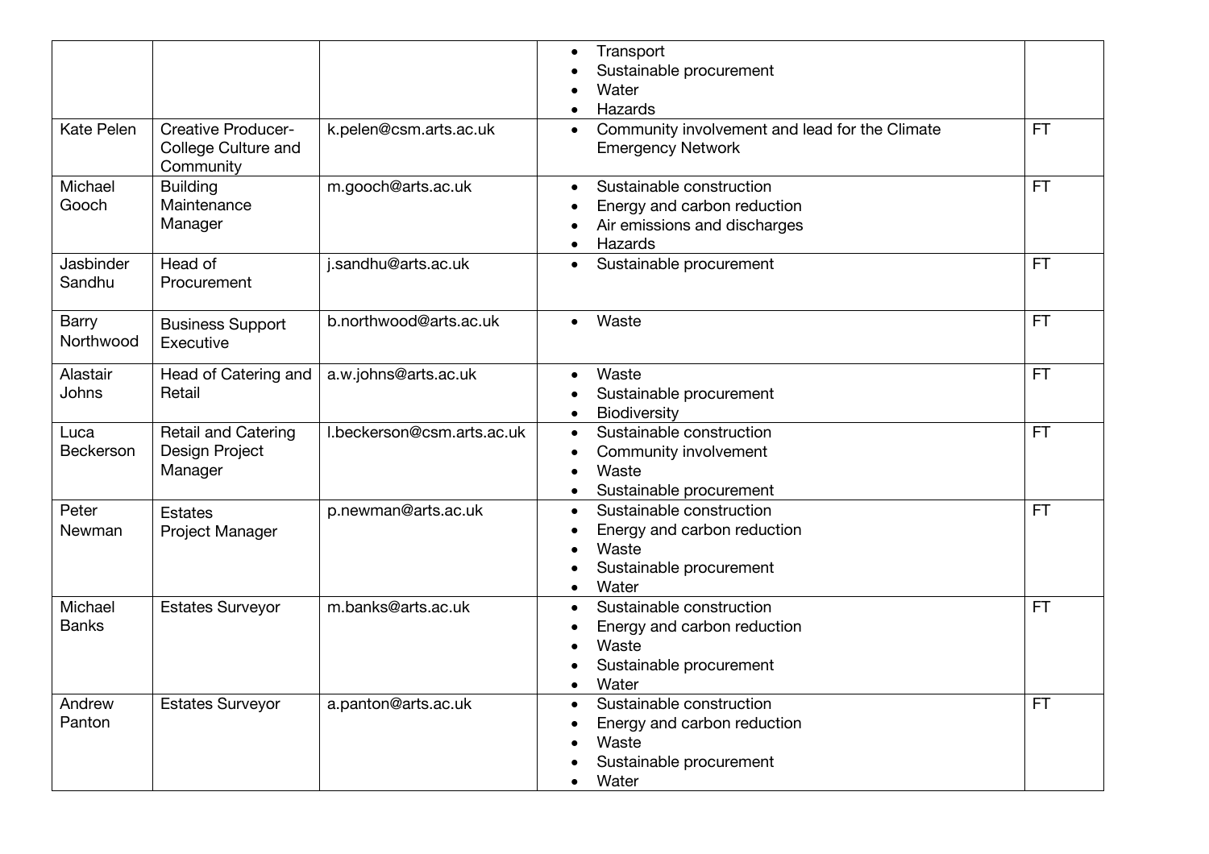| | | | | |
|---|---|---|---|---|
| | | | • Transport<br>• Sustainable procurement<br>• Water<br>• Hazards | |
| Kate Pelen | Creative Producer-College Culture and Community | k.pelen@csm.arts.ac.uk | • Community involvement and lead for the Climate Emergency Network | FT |
| Michael Gooch | Building Maintenance Manager | m.gooch@arts.ac.uk | • Sustainable construction<br>• Energy and carbon reduction<br>• Air emissions and discharges<br>• Hazards | FT |
| Jasbinder Sandhu | Head of Procurement | j.sandhu@arts.ac.uk | • Sustainable procurement | FT |
| Barry Northwood | Business Support Executive | b.northwood@arts.ac.uk | • Waste | FT |
| Alastair Johns | Head of Catering and Retail | a.w.johns@arts.ac.uk | • Waste<br>• Sustainable procurement<br>• Biodiversity | FT |
| Luca Beckerson | Retail and Catering Design Project Manager | l.beckerson@csm.arts.ac.uk | • Sustainable construction<br>• Community involvement<br>• Waste<br>• Sustainable procurement | FT |
| Peter Newman | Estates Project Manager | p.newman@arts.ac.uk | • Sustainable construction<br>• Energy and carbon reduction<br>• Waste<br>• Sustainable procurement<br>• Water | FT |
| Michael Banks | Estates Surveyor | m.banks@arts.ac.uk | • Sustainable construction<br>• Energy and carbon reduction<br>• Waste<br>• Sustainable procurement<br>• Water | FT |
| Andrew Panton | Estates Surveyor | a.panton@arts.ac.uk | • Sustainable construction<br>• Energy and carbon reduction<br>• Waste<br>• Sustainable procurement<br>• Water | FT |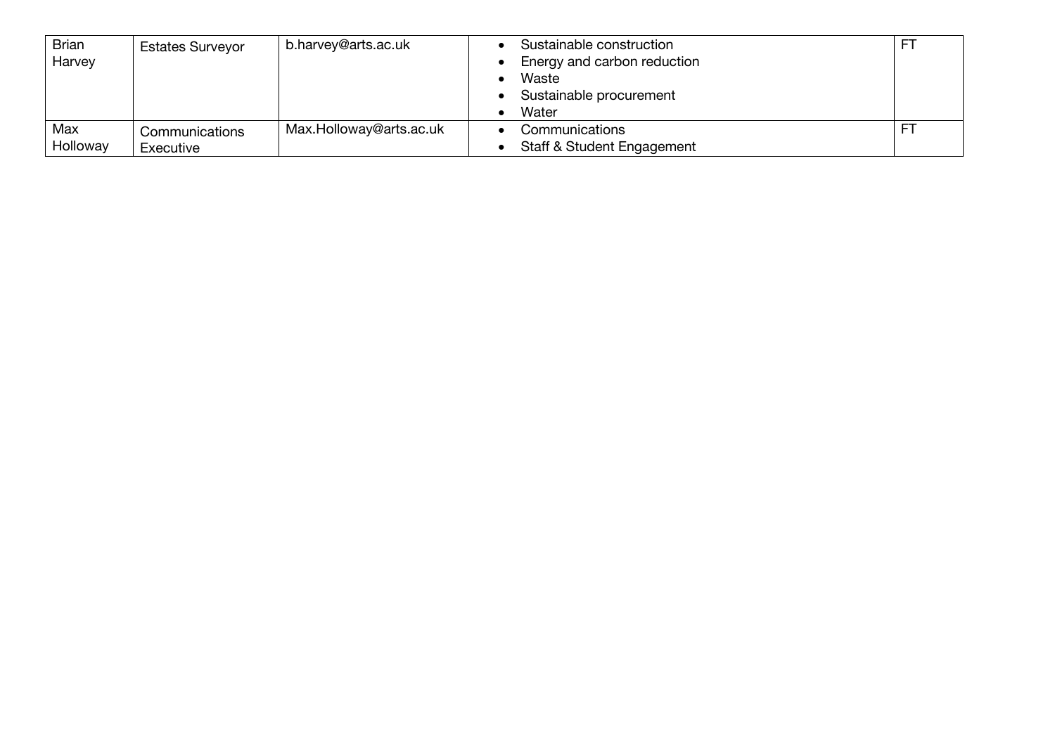| | | | | |
|---|---|---|---|---|
| Brian Harvey | Estates Surveyor | b.harvey@arts.ac.uk | • Sustainable construction<br>• Energy and carbon reduction<br>• Waste<br>• Sustainable procurement<br>• Water | FT |
| Max Holloway | Communications Executive | Max.Holloway@arts.ac.uk | • Communications<br>• Staff & Student Engagement | FT |